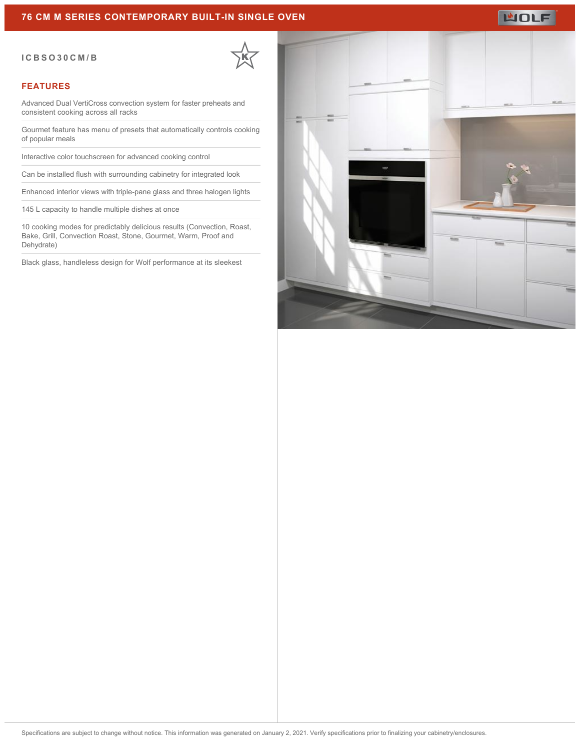# 76 CM M SERIES CONTEMPORARY BUILT-IN SINGLE OVEN

**ICBSO30CM/B**

## FEATURES

Advanced Dual VertiCross convection system for faster preheats and consistent cooking across all racks

Gourmet feature has menu of presets that automatically controls cooking of popular meals

Interactive color touchscreen for advanced cooking control

Can be installed flush with surrounding cabinetry for integrated look

Enhanced interior views with triple-pane glass and three halogen lights

145 L capacity to handle multiple dishes at once

10 cooking modes for predictably delicious results (Convection, Roast, Bake, Grill, Convection Roast, Stone, Gourmet, Warm, Proof and Dehydrate)

Black glass, handleless design for Wolf performance at its sleekest

Specifications are subject to change without notice. This information was generated on January 2, 2021. Verify specifications prior to finalizing your cabinetry/enclosures.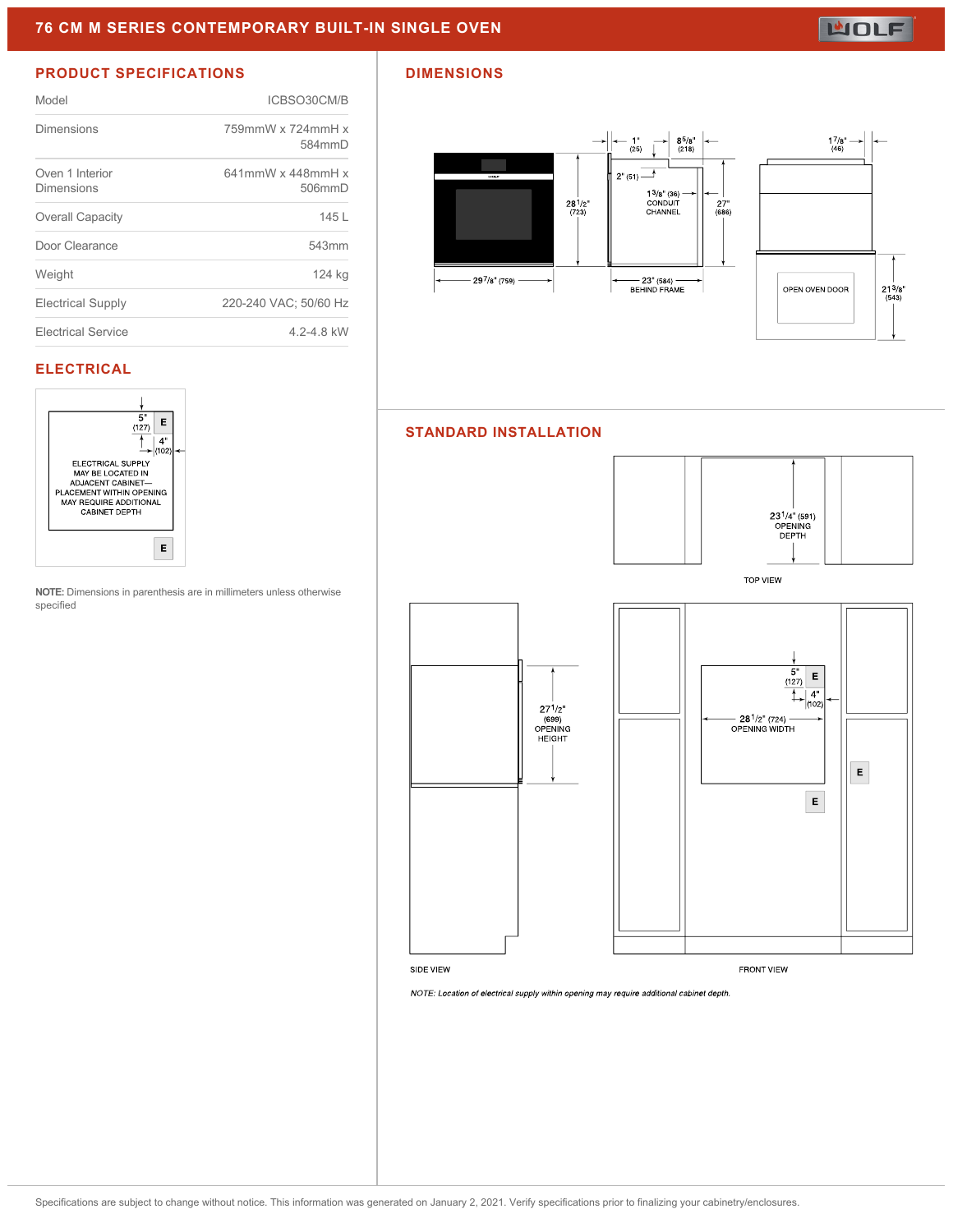# 76 CM M SERIES CONTEMPORARY BUILT-IN SINGLE OVEN

## PRODUCT SPECIFICATIONS

| | |
|---|---|
| Model | ICBSO30CM/B |
| Dimensions | 759mmW x 724mmH x 584mmD |
| Oven 1 Interior Dimensions | 641mmW x 448mmH x 506mmD |
| Overall Capacity | 145 L |
| Door Clearance | 543mm |
| Weight | 124 kg |
| Electrical Supply | 220-240 VAC; 50/60 Hz |
| Electrical Service | 4.2-4.8 kW |

## ELECTRICAL

5" (127)
E
4" (102)
ELECTRICAL SUPPLY MAY BE LOCATED IN ADJACENT CABINET— PLACEMENT WITHIN OPENING MAY REQUIRE ADDITIONAL CABINET DEPTH
E

**NOTE:** Dimensions in parenthesis are in millimeters unless otherwise specified

## DIMENSIONS

1" (25)
8 5/8" (218)
2" (51)
28 1/2" (723)
1 3/8" (35) CONDUIT CHANNEL
27" (686)
29 7/8" (759)
23" (584) BEHIND FRAME
1 7/8" (46)
OPEN OVEN DOOR
21 3/8" (543)

## STANDARD INSTALLATION

23 1/4" (591) OPENING DEPTH
TOP VIEW

27 1/2" (699) OPENING HEIGHT
SIDE VIEW

5" (127)
E
4" (102)
28 1/2" (724) OPENING WIDTH
E
E
FRONT VIEW

*NOTE: Location of electrical supply within opening may require additional cabinet depth.*

Specifications are subject to change without notice. This information was generated on January 2, 2021. Verify specifications prior to finalizing your cabinetry/enclosures.